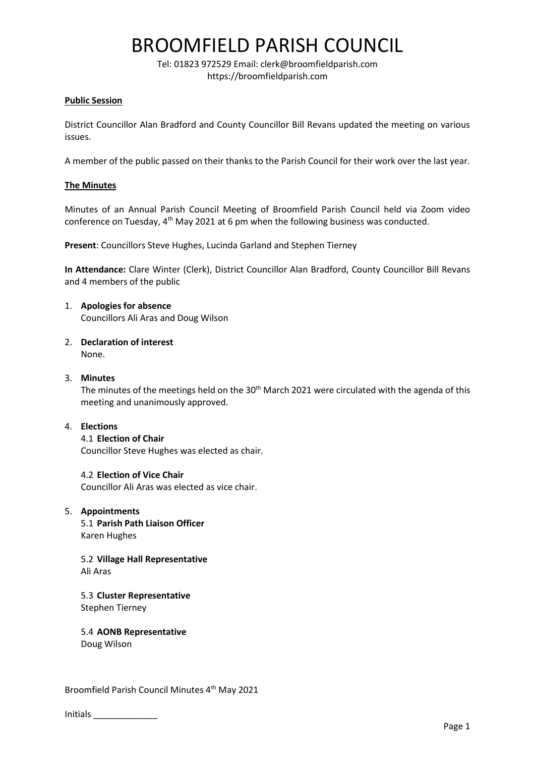# BROOMFIELD PARISH COUNCIL

Tel: 01823 972529 Email: clerk@broomfieldparish.com
https://broomfieldparish.com

**Public Session**

District Councillor Alan Bradford and County Councillor Bill Revans updated the meeting on various issues.

A member of the public passed on their thanks to the Parish Council for their work over the last year.

**The Minutes**

Minutes of an Annual Parish Council Meeting of Broomfield Parish Council held via Zoom video conference on Tuesday, 4th May 2021 at 6 pm when the following business was conducted.

**Present**: Councillors Steve Hughes, Lucinda Garland and Stephen Tierney

**In Attendance:** Clare Winter (Clerk), District Councillor Alan Bradford, County Councillor Bill Revans and 4 members of the public

1. **Apologies for absence**
   Councillors Ali Aras and Doug Wilson

2. **Declaration of interest**
   None.

3. **Minutes**
   The minutes of the meetings held on the 30th March 2021 were circulated with the agenda of this meeting and unanimously approved.

4. **Elections**
   4.1 **Election of Chair**
   Councillor Steve Hughes was elected as chair.

   4.2 **Election of Vice Chair**
   Councillor Ali Aras was elected as vice chair.

5. **Appointments**
   5.1 **Parish Path Liaison Officer**
   Karen Hughes

   5.2 **Village Hall Representative**
   Ali Aras

   5.3 **Cluster Representative**
   Stephen Tierney

   5.4 **AONB Representative**
   Doug Wilson

Broomfield Parish Council Minutes 4th May 2021

Initials _____________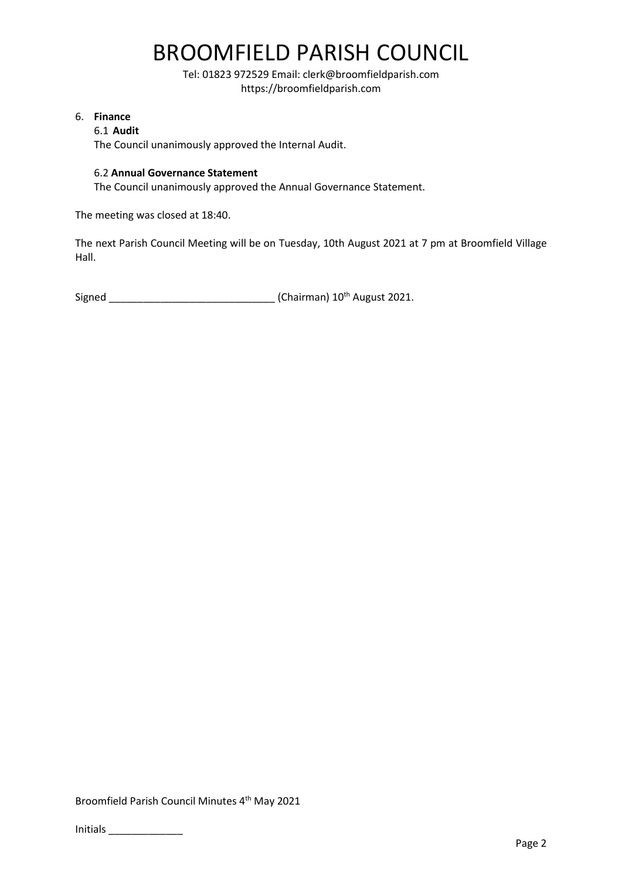6. **Finance**

   6.1 **Audit**

   The Council unanimously approved the Internal Audit.

   6.2 **Annual Governance Statement**

   The Council unanimously approved the Annual Governance Statement.

The meeting was closed at 18:40.

The next Parish Council Meeting will be on Tuesday, 10th August 2021 at 7 pm at Broomfield Village Hall.

Signed _____________________________ (Chairman) 10th August 2021.

Broomfield Parish Council Minutes 4th May 2021

Initials _____________